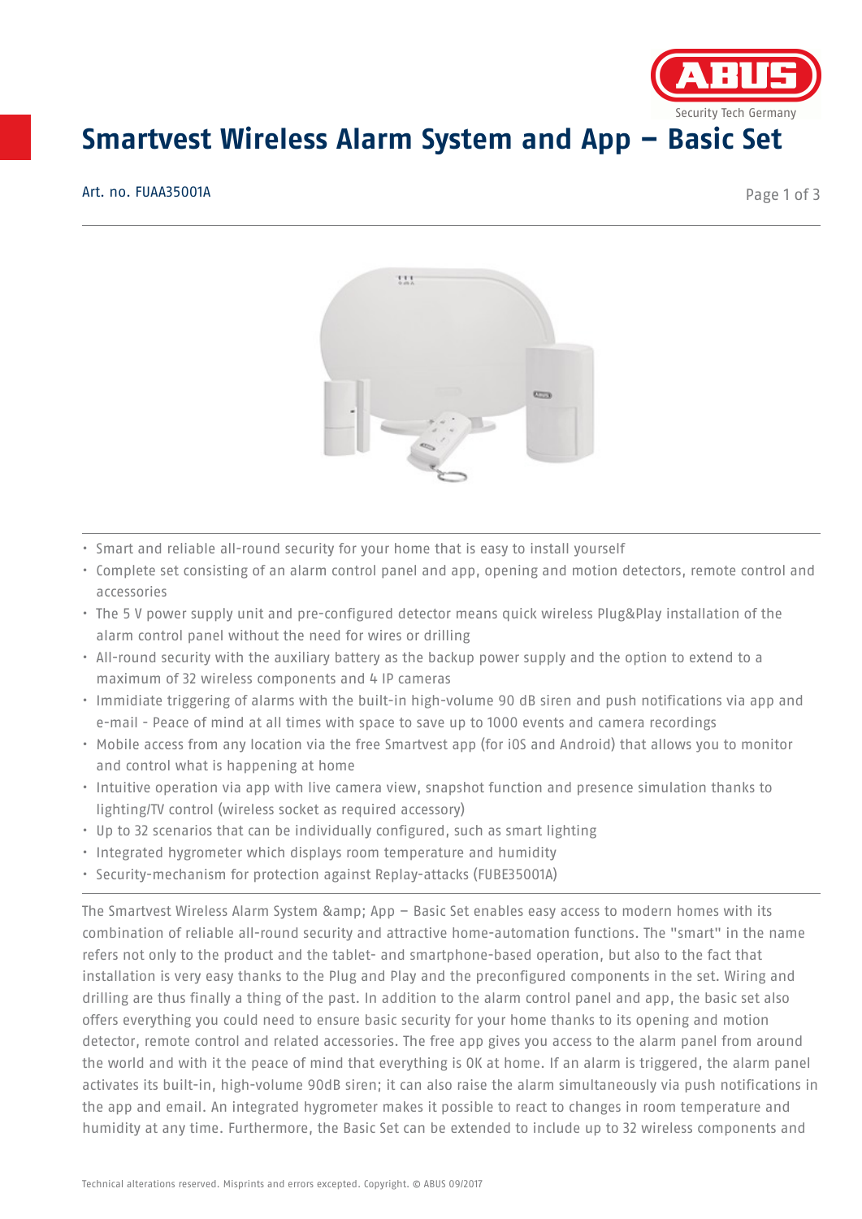# Smartvest Wireless Alarm System and App – Basic Set

Art. no. FUAA35001A

- Smart and reliable all-round security for your home that is easy to install yourself
- Complete set consisting of an alarm control panel and app, opening and motion detectors, remote control and accessories
- The 5 V power supply unit and pre-configured detector means quick wireless Plug&Play installation of the alarm control panel without the need for wires or drilling
- All-round security with the auxiliary battery as the backup power supply and the option to extend to a maximum of 32 wireless components and 4 IP cameras
- Immidiate triggering of alarms with the built-in high-volume 90 dB siren and push notifications via app and e-mail - Peace of mind at all times with space to save up to 1000 events and camera recordings
- Mobile access from any location via the free Smartvest app (for iOS and Android) that allows you to monitor and control what is happening at home
- Intuitive operation via app with live camera view, snapshot function and presence simulation thanks to lighting/TV control (wireless socket as required accessory)
- Up to 32 scenarios that can be individually configured, such as smart lighting
- Integrated hygrometer which displays room temperature and humidity
- Security-mechanism for protection against Replay-attacks (FUBE35001A)

The Smartvest Wireless Alarm System &amp; App – Basic Set enables easy access to modern homes with its combination of reliable all-round security and attractive home-automation functions. The "smart" in the name refers not only to the product and the tablet- and smartphone-based operation, but also to the fact that installation is very easy thanks to the Plug and Play and the preconfigured components in the set. Wiring and drilling are thus finally a thing of the past. In addition to the alarm control panel and app, the basic set also offers everything you could need to ensure basic security for your home thanks to its opening and motion detector, remote control and related accessories. The free app gives you access to the alarm panel from around the world and with it the peace of mind that everything is OK at home. If an alarm is triggered, the alarm panel activates its built-in, high-volume 90dB siren; it can also raise the alarm simultaneously via push notifications in the app and email. An integrated hygrometer makes it possible to react to changes in room temperature and humidity at any time. Furthermore, the Basic Set can be extended to include up to 32 wireless components and

Technical alterations reserved. Misprints and errors excepted. Copyright. © ABUS 09/2017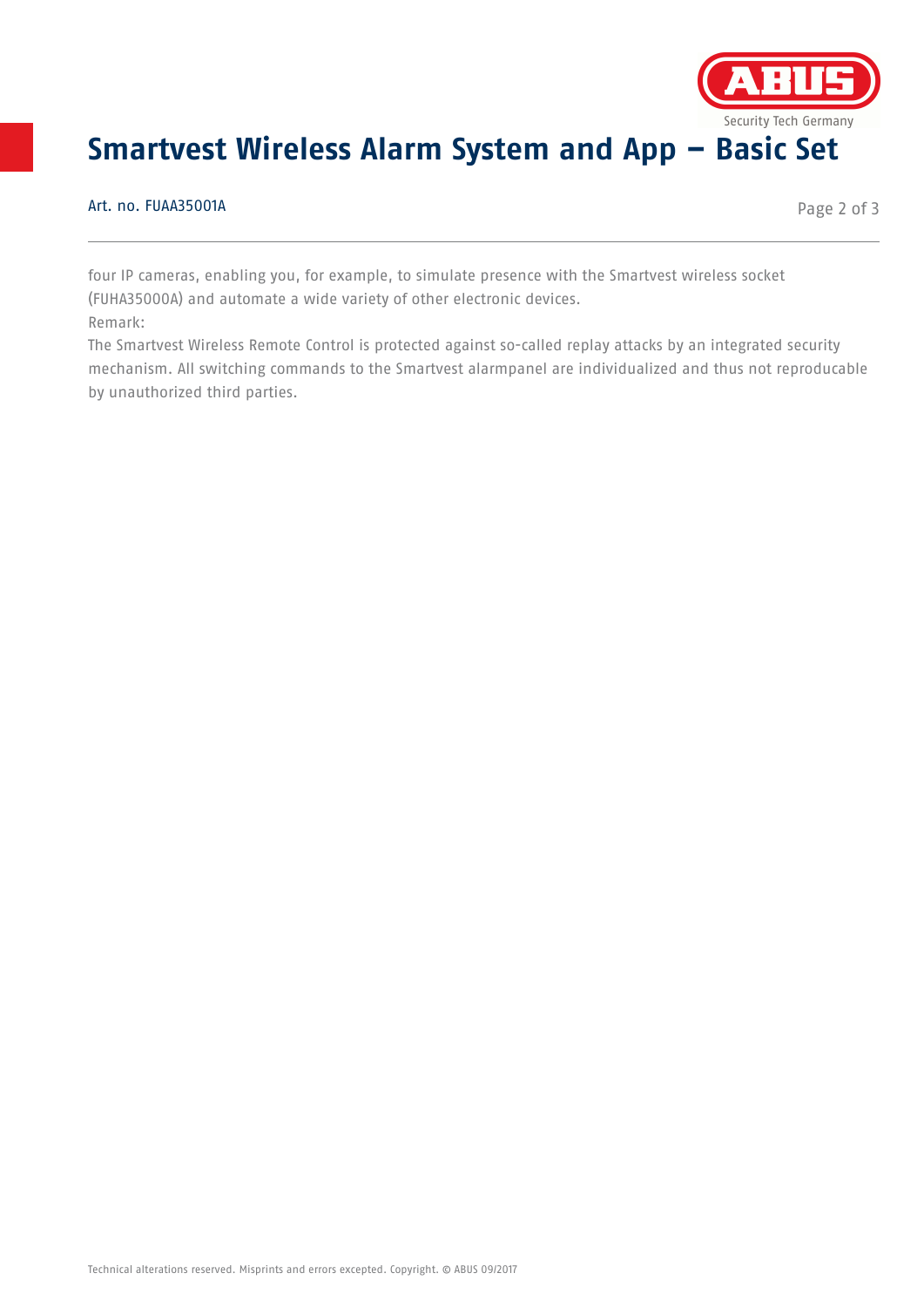four IP cameras, enabling you, for example, to simulate presence with the Smartvest wireless socket (FUHA35000A) and automate a wide variety of other electronic devices.

Remark:

The Smartvest Wireless Remote Control is protected against so-called replay attacks by an integrated security mechanism. All switching commands to the Smartvest alarmpanel are individualized and thus not reproducable by unauthorized third parties.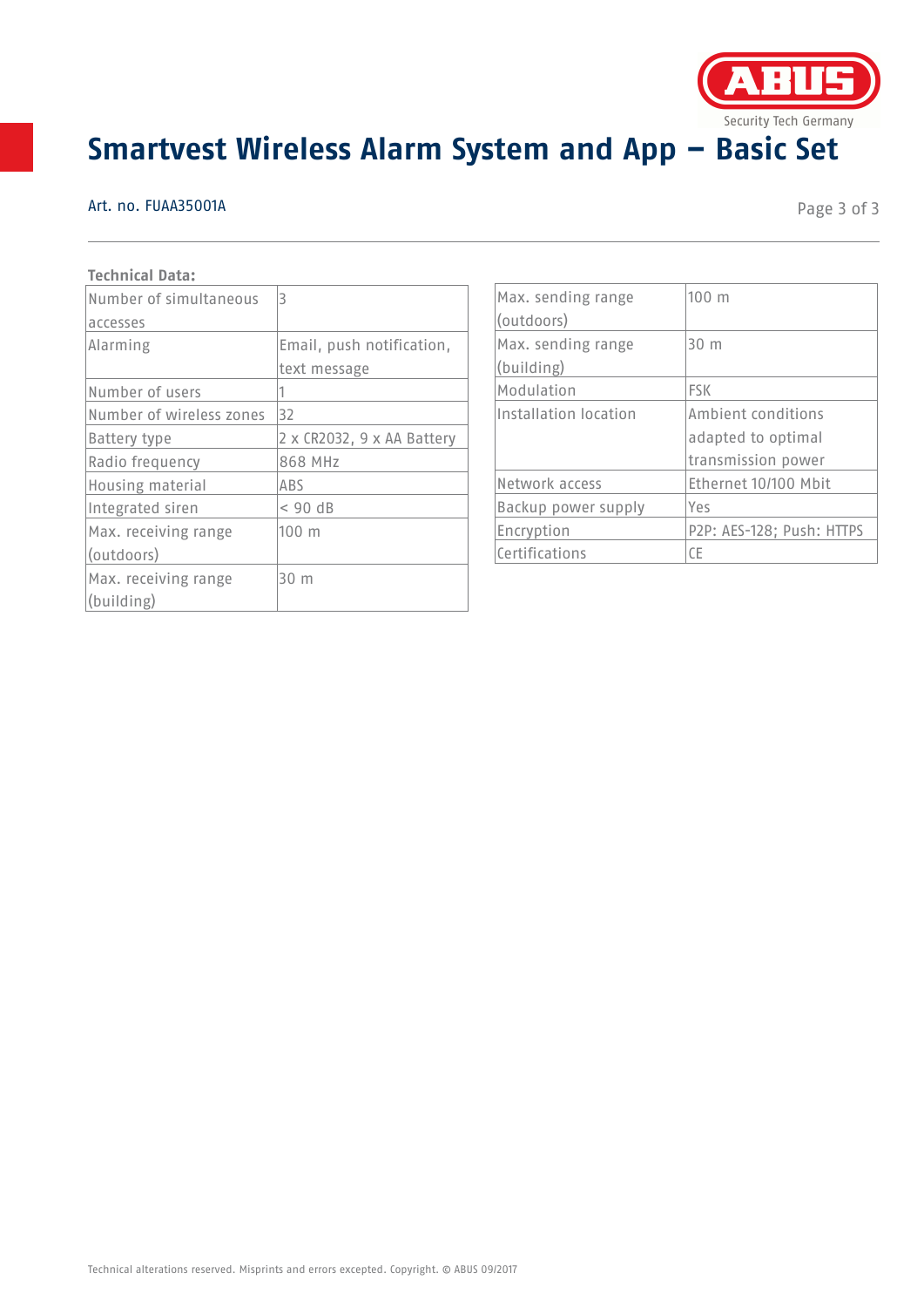# Smartvest Wireless Alarm System and App – Basic Set

Art. no. FUAA35001A

**Technical Data:**

| | |
|---|---|
| Number of simultaneous accesses | 3 |
| Alarming | Email, push notification, text message |
| Number of users | 1 |
| Number of wireless zones | 32 |
| Battery type | 2 x CR2032, 9 x AA Battery |
| Radio frequency | 868 MHz |
| Housing material | ABS |
| Integrated siren | < 90 dB |
| Max. receiving range (outdoors) | 100 m |
| Max. receiving range (building) | 30 m |
| Max. sending range (outdoors) | 100 m |
| Max. sending range (building) | 30 m |
| Modulation | FSK |
| Installation location | Ambient conditions adapted to optimal transmission power |
| Network access | Ethernet 10/100 Mbit |
| Backup power supply | Yes |
| Encryption | P2P: AES-128; Push: HTTPS |
| Certifications | CE |

Technical alterations reserved. Misprints and errors excepted. Copyright. © ABUS 09/2017